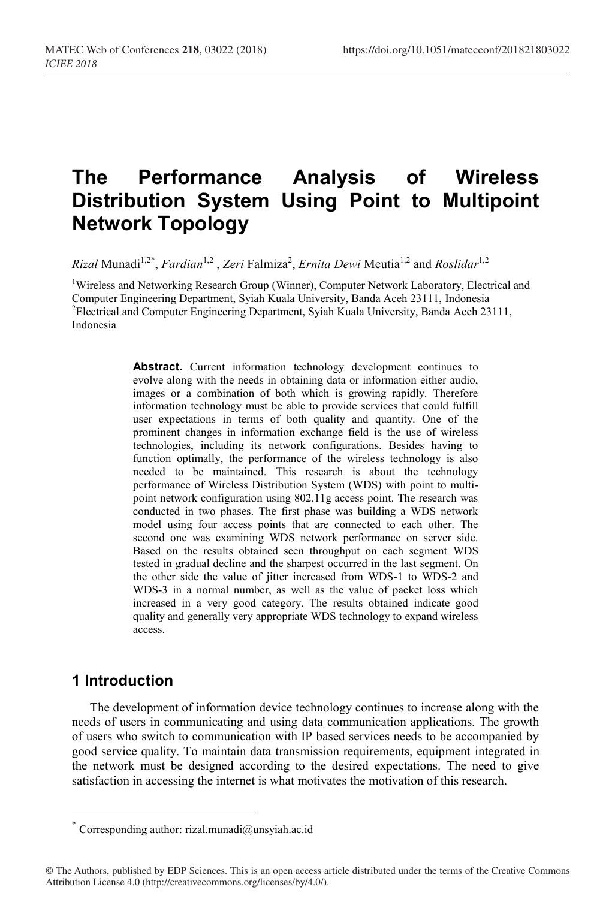# The Performance Analysis of Wireless Distribution System Using Point to Multipoint Network Topology

*Rizal* Munadi[1,2*], *Fardian*[1,2] , *Zeri* Falmiza[2], *Ernita Dewi* Meutia[1,2] and *Roslidar*[1,2]

[1]Wireless and Networking Research Group (Winner), Computer Network Laboratory, Electrical and Computer Engineering Department, Syiah Kuala University, Banda Aceh 23111, Indonesia
[2]Electrical and Computer Engineering Department, Syiah Kuala University, Banda Aceh 23111, Indonesia

**Abstract.** Current information technology development continues to evolve along with the needs in obtaining data or information either audio, images or a combination of both which is growing rapidly. Therefore information technology must be able to provide services that could fulfill user expectations in terms of both quality and quantity. One of the prominent changes in information exchange field is the use of wireless technologies, including its network configurations. Besides having to function optimally, the performance of the wireless technology is also needed to be maintained. This research is about the technology performance of Wireless Distribution System (WDS) with point to multi-point network configuration using 802.11g access point. The research was conducted in two phases. The first phase was building a WDS network model using four access points that are connected to each other. The second one was examining WDS network performance on server side. Based on the results obtained seen throughput on each segment WDS tested in gradual decline and the sharpest occurred in the last segment. On the other side the value of jitter increased from WDS-1 to WDS-2 and WDS-3 in a normal number, as well as the value of packet loss which increased in a very good category. The results obtained indicate good quality and generally very appropriate WDS technology to expand wireless access.

## 1 Introduction

The development of information device technology continues to increase along with the needs of users in communicating and using data communication applications. The growth of users who switch to communication with IP based services needs to be accompanied by good service quality. To maintain data transmission requirements, equipment integrated in the network must be designed according to the desired expectations. The need to give satisfaction in accessing the internet is what motivates the motivation of this research.

[*] Corresponding author: rizal.munadi@unsyiah.ac.id

© The Authors, published by EDP Sciences. This is an open access article distributed under the terms of the Creative Commons Attribution License 4.0 (http://creativecommons.org/licenses/by/4.0/).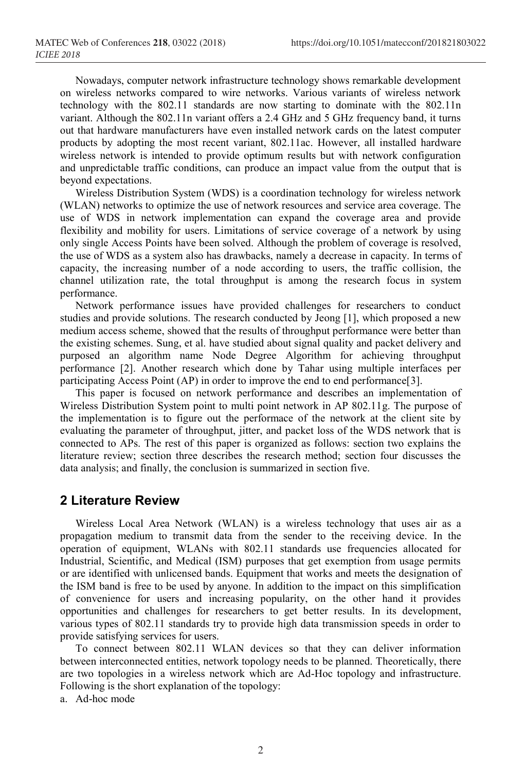Nowadays, computer network infrastructure technology shows remarkable development on wireless networks compared to wire networks. Various variants of wireless network technology with the 802.11 standards are now starting to dominate with the 802.11n variant. Although the 802.11n variant offers a 2.4 GHz and 5 GHz frequency band, it turns out that hardware manufacturers have even installed network cards on the latest computer products by adopting the most recent variant, 802.11ac. However, all installed hardware wireless network is intended to provide optimum results but with network configuration and unpredictable traffic conditions, can produce an impact value from the output that is beyond expectations.

Wireless Distribution System (WDS) is a coordination technology for wireless network (WLAN) networks to optimize the use of network resources and service area coverage. The use of WDS in network implementation can expand the coverage area and provide flexibility and mobility for users. Limitations of service coverage of a network by using only single Access Points have been solved. Although the problem of coverage is resolved, the use of WDS as a system also has drawbacks, namely a decrease in capacity. In terms of capacity, the increasing number of a node according to users, the traffic collision, the channel utilization rate, the total throughput is among the research focus in system performance.

Network performance issues have provided challenges for researchers to conduct studies and provide solutions. The research conducted by Jeong [1], which proposed a new medium access scheme, showed that the results of throughput performance were better than the existing schemes. Sung, et al. have studied about signal quality and packet delivery and purposed an algorithm name Node Degree Algorithm for achieving throughput performance [2]. Another research which done by Tahar using multiple interfaces per participating Access Point (AP) in order to improve the end to end performance[3].

This paper is focused on network performance and describes an implementation of Wireless Distribution System point to multi point network in AP 802.11g. The purpose of the implementation is to figure out the performace of the network at the client site by evaluating the parameter of throughput, jitter, and packet loss of the WDS network that is connected to APs. The rest of this paper is organized as follows: section two explains the literature review; section three describes the research method; section four discusses the data analysis; and finally, the conclusion is summarized in section five.

## 2 Literature Review

Wireless Local Area Network (WLAN) is a wireless technology that uses air as a propagation medium to transmit data from the sender to the receiving device. In the operation of equipment, WLANs with 802.11 standards use frequencies allocated for Industrial, Scientific, and Medical (ISM) purposes that get exemption from usage permits or are identified with unlicensed bands. Equipment that works and meets the designation of the ISM band is free to be used by anyone. In addition to the impact on this simplification of convenience for users and increasing popularity, on the other hand it provides opportunities and challenges for researchers to get better results. In its development, various types of 802.11 standards try to provide high data transmission speeds in order to provide satisfying services for users.

To connect between 802.11 WLAN devices so that they can deliver information between interconnected entities, network topology needs to be planned. Theoretically, there are two topologies in a wireless network which are Ad-Hoc topology and infrastructure. Following is the short explanation of the topology:

a. Ad-hoc mode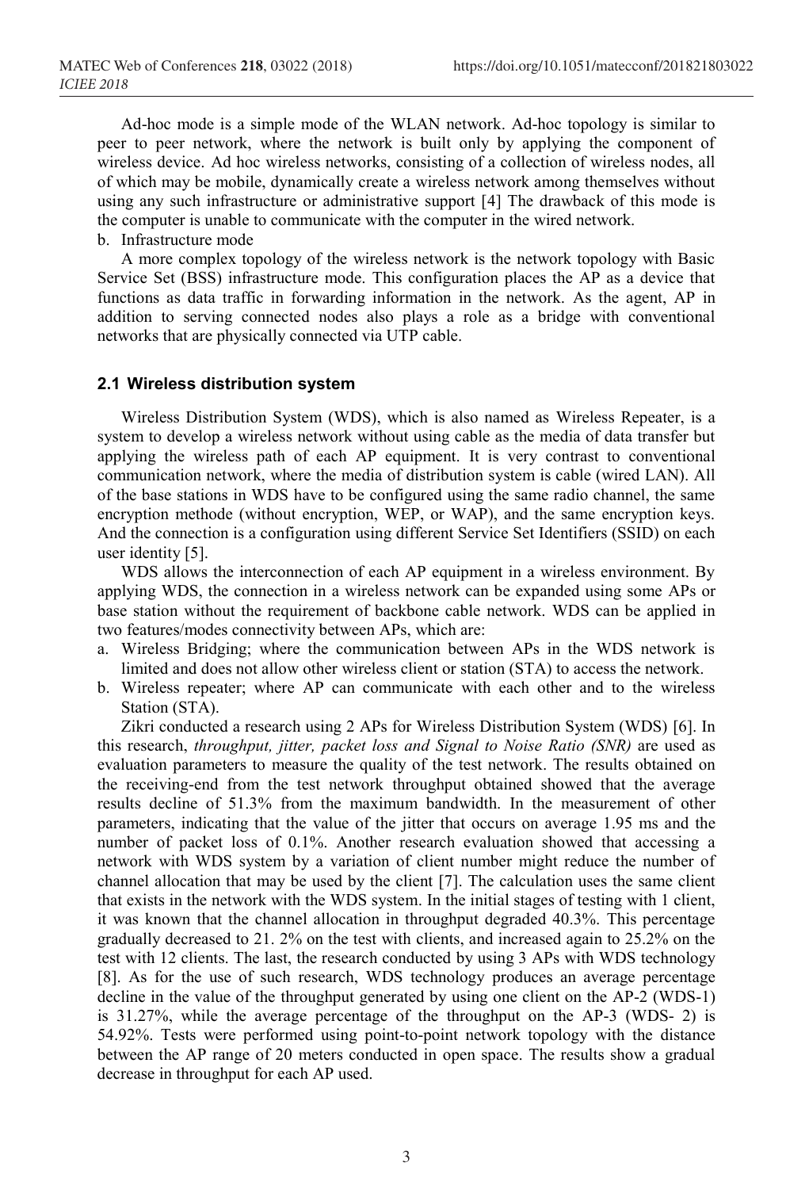Ad-hoc mode is a simple mode of the WLAN network. Ad-hoc topology is similar to peer to peer network, where the network is built only by applying the component of wireless device. Ad hoc wireless networks, consisting of a collection of wireless nodes, all of which may be mobile, dynamically create a wireless network among themselves without using any such infrastructure or administrative support [4] The drawback of this mode is the computer is unable to communicate with the computer in the wired network.

b. Infrastructure mode

A more complex topology of the wireless network is the network topology with Basic Service Set (BSS) infrastructure mode. This configuration places the AP as a device that functions as data traffic in forwarding information in the network. As the agent, AP in addition to serving connected nodes also plays a role as a bridge with conventional networks that are physically connected via UTP cable.

### 2.1 Wireless distribution system

Wireless Distribution System (WDS), which is also named as Wireless Repeater, is a system to develop a wireless network without using cable as the media of data transfer but applying the wireless path of each AP equipment. It is very contrast to conventional communication network, where the media of distribution system is cable (wired LAN). All of the base stations in WDS have to be configured using the same radio channel, the same encryption methode (without encryption, WEP, or WAP), and the same encryption keys. And the connection is a configuration using different Service Set Identifiers (SSID) on each user identity [5].

WDS allows the interconnection of each AP equipment in a wireless environment. By applying WDS, the connection in a wireless network can be expanded using some APs or base station without the requirement of backbone cable network. WDS can be applied in two features/modes connectivity between APs, which are:

a. Wireless Bridging; where the communication between APs in the WDS network is limited and does not allow other wireless client or station (STA) to access the network.
b. Wireless repeater; where AP can communicate with each other and to the wireless Station (STA).

Zikri conducted a research using 2 APs for Wireless Distribution System (WDS) [6]. In this research, *throughput, jitter, packet loss and Signal to Noise Ratio (SNR)* are used as evaluation parameters to measure the quality of the test network. The results obtained on the receiving-end from the test network throughput obtained showed that the average results decline of 51.3% from the maximum bandwidth. In the measurement of other parameters, indicating that the value of the jitter that occurs on average 1.95 ms and the number of packet loss of 0.1%. Another research evaluation showed that accessing a network with WDS system by a variation of client number might reduce the number of channel allocation that may be used by the client [7]. The calculation uses the same client that exists in the network with the WDS system. In the initial stages of testing with 1 client, it was known that the channel allocation in throughput degraded 40.3%. This percentage gradually decreased to 21. 2% on the test with clients, and increased again to 25.2% on the test with 12 clients. The last, the research conducted by using 3 APs with WDS technology [8]. As for the use of such research, WDS technology produces an average percentage decline in the value of the throughput generated by using one client on the AP-2 (WDS-1) is 31.27%, while the average percentage of the throughput on the AP-3 (WDS- 2) is 54.92%. Tests were performed using point-to-point network topology with the distance between the AP range of 20 meters conducted in open space. The results show a gradual decrease in throughput for each AP used.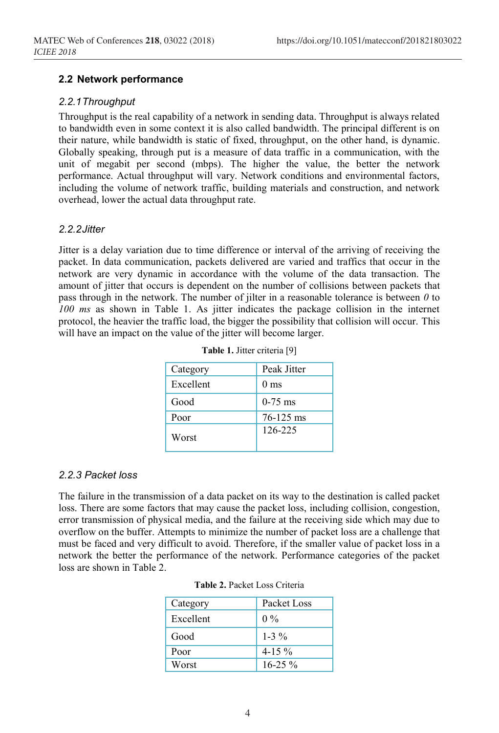## 2.2 Network performance

### *2.2.1 Throughput*

Throughput is the real capability of a network in sending data. Throughput is always related to bandwidth even in some context it is also called bandwidth. The principal different is on their nature, while bandwidth is static of fixed, throughput, on the other hand, is dynamic. Globally speaking, through put is a measure of data traffic in a communication, with the unit of megabit per second (mbps). The higher the value, the better the network performance. Actual throughput will vary. Network conditions and environmental factors, including the volume of network traffic, building materials and construction, and network overhead, lower the actual data throughput rate.

### *2.2.2 Jitter*

Jitter is a delay variation due to time difference or interval of the arriving of receiving the packet. In data communication, packets delivered are varied and traffics that occur in the network are very dynamic in accordance with the volume of the data transaction. The amount of jitter that occurs is dependent on the number of collisions between packets that pass through in the network. The number of jilter in a reasonable tolerance is between *0* to *100 ms* as shown in Table 1. As jitter indicates the package collision in the internet protocol, the heavier the traffic load, the bigger the possibility that collision will occur. This will have an impact on the value of the jitter will become larger.

**Table 1.** Jitter criteria [9]

| Category | Peak Jitter |
|---|---|
| Excellent | 0 ms |
| Good | 0-75 ms |
| Poor | 76-125 ms |
| Worst | 126-225 |

### *2.2.3 Packet loss*

The failure in the transmission of a data packet on its way to the destination is called packet loss. There are some factors that may cause the packet loss, including collision, congestion, error transmission of physical media, and the failure at the receiving side which may due to overflow on the buffer. Attempts to minimize the number of packet loss are a challenge that must be faced and very difficult to avoid. Therefore, if the smaller value of packet loss in a network the better the performance of the network. Performance categories of the packet loss are shown in Table 2.

**Table 2.** Packet Loss Criteria

| Category | Packet Loss |
|---|---|
| Excellent | 0 % |
| Good | 1-3 % |
| Poor | 4-15 % |
| Worst | 16-25 % |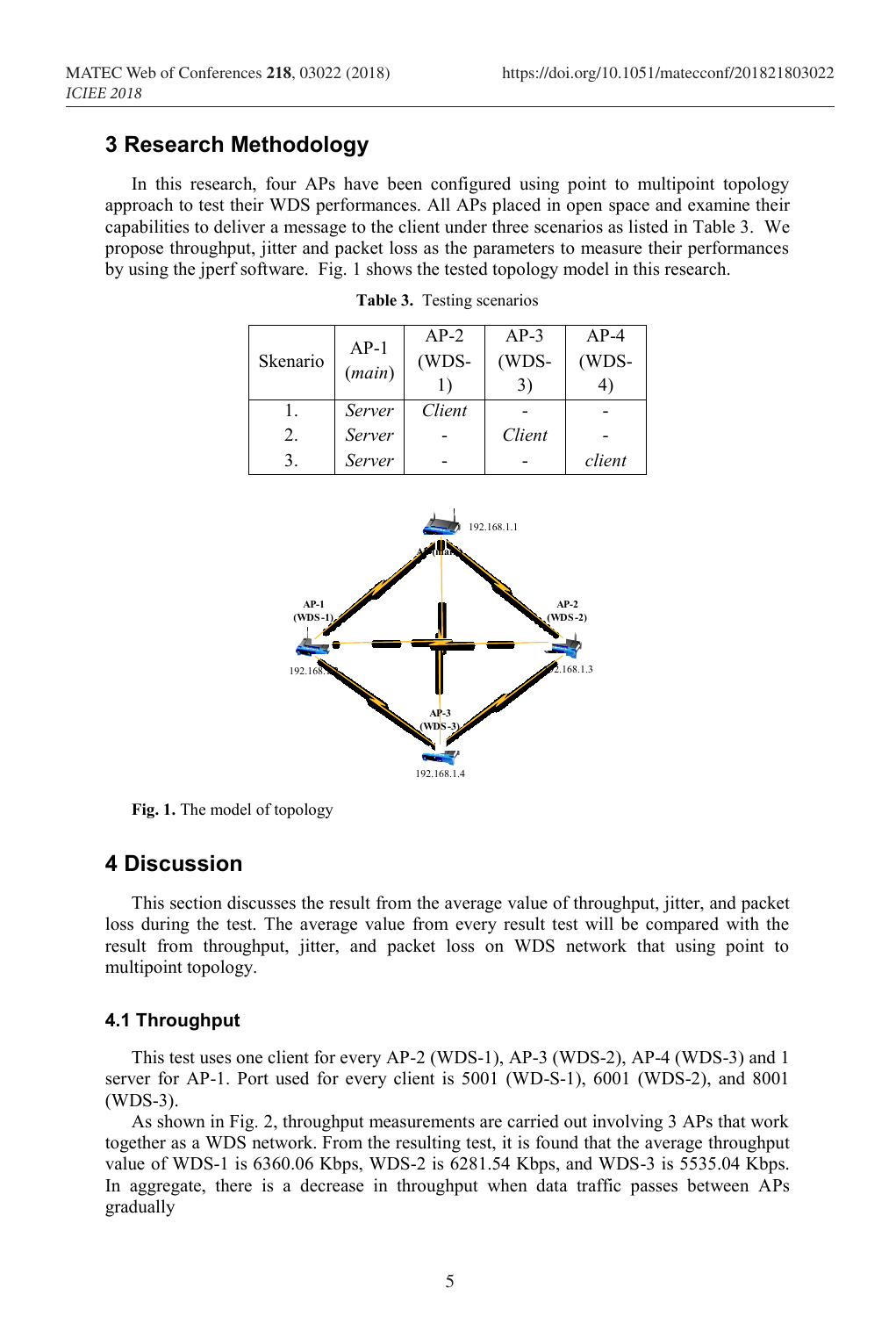## 3 Research Methodology

In this research, four APs have been configured using point to multipoint topology approach to test their WDS performances. All APs placed in open space and examine their capabilities to deliver a message to the client under three scenarios as listed in Table 3. We propose throughput, jitter and packet loss as the parameters to measure their performances by using the jperf software. Fig. 1 shows the tested topology model in this research.

**Table 3.** Testing scenarios

| Skenario | AP-1 (*main*) | AP-2 (WDS-1) | AP-3 (WDS-3) | AP-4 (WDS-4) |
|---|---|---|---|---|
| 1. | *Server* | *Client* | - | - |
| 2. | *Server* | - | *Client* | - |
| 3. | *Server* | - | - | *client* |

**Fig. 1.** The model of topology

## 4 Discussion

This section discusses the result from the average value of throughput, jitter, and packet loss during the test. The average value from every result test will be compared with the result from throughput, jitter, and packet loss on WDS network that using point to multipoint topology.

### 4.1 Throughput

This test uses one client for every AP-2 (WDS-1), AP-3 (WDS-2), AP-4 (WDS-3) and 1 server for AP-1. Port used for every client is 5001 (WD-S-1), 6001 (WDS-2), and 8001 (WDS-3).

As shown in Fig. 2, throughput measurements are carried out involving 3 APs that work together as a WDS network. From the resulting test, it is found that the average throughput value of WDS-1 is 6360.06 Kbps, WDS-2 is 6281.54 Kbps, and WDS-3 is 5535.04 Kbps. In aggregate, there is a decrease in throughput when data traffic passes between APs gradually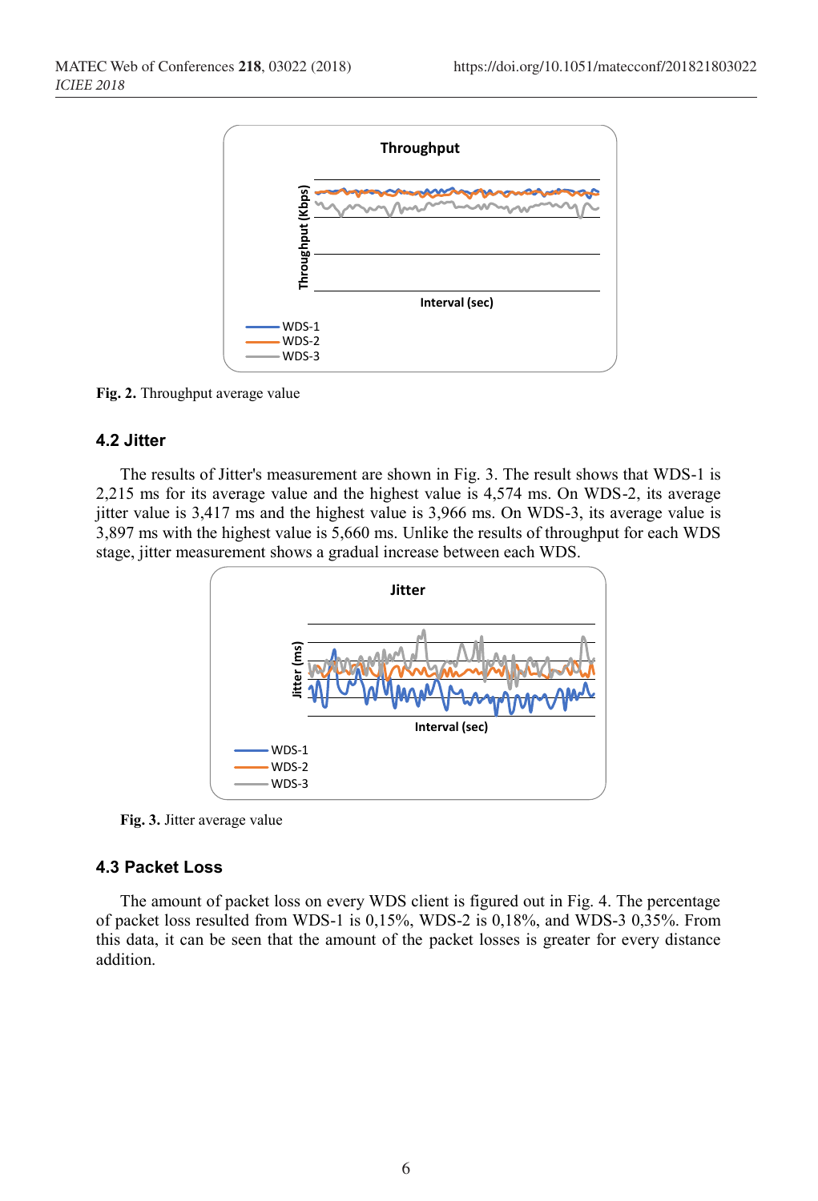Fig. 2. Throughput average value

### 4.2 Jitter

The results of Jitter's measurement are shown in Fig. 3. The result shows that WDS-1 is 2,215 ms for its average value and the highest value is 4,574 ms. On WDS-2, its average jitter value is 3,417 ms and the highest value is 3,966 ms. On WDS-3, its average value is 3,897 ms with the highest value is 5,660 ms. Unlike the results of throughput for each WDS stage, jitter measurement shows a gradual increase between each WDS.

Fig. 3. Jitter average value

### 4.3 Packet Loss

The amount of packet loss on every WDS client is figured out in Fig. 4. The percentage of packet loss resulted from WDS-1 is 0,15%, WDS-2 is 0,18%, and WDS-3 0,35%. From this data, it can be seen that the amount of the packet losses is greater for every distance addition.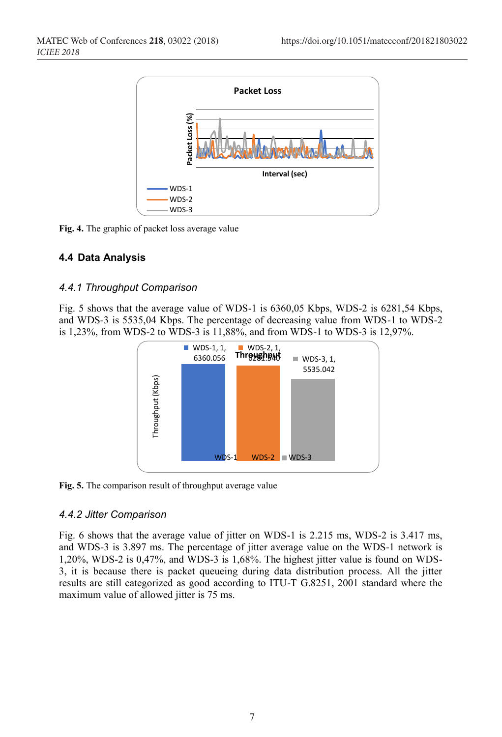Fig. 4. The graphic of packet loss average value

### 4.4 Data Analysis

#### 4.4.1 Throughput Comparison

Fig. 5 shows that the average value of WDS-1 is 6360,05 Kbps, WDS-2 is 6281,54 Kbps, and WDS-3 is 5535,04 Kbps. The percentage of decreasing value from WDS-1 to WDS-2 is 1,23%, from WDS-2 to WDS-3 is 11,88%, and from WDS-1 to WDS-3 is 12,97%.

Fig. 5. The comparison result of throughput average value

#### 4.4.2 Jitter Comparison

Fig. 6 shows that the average value of jitter on WDS-1 is 2.215 ms, WDS-2 is 3.417 ms, and WDS-3 is 3.897 ms. The percentage of jitter average value on the WDS-1 network is 1,20%, WDS-2 is 0,47%, and WDS-3 is 1,68%. The highest jitter value is found on WDS-3, it is because there is packet queueing during data distribution process. All the jitter results are still categorized as good according to ITU-T G.8251, 2001 standard where the maximum value of allowed jitter is 75 ms.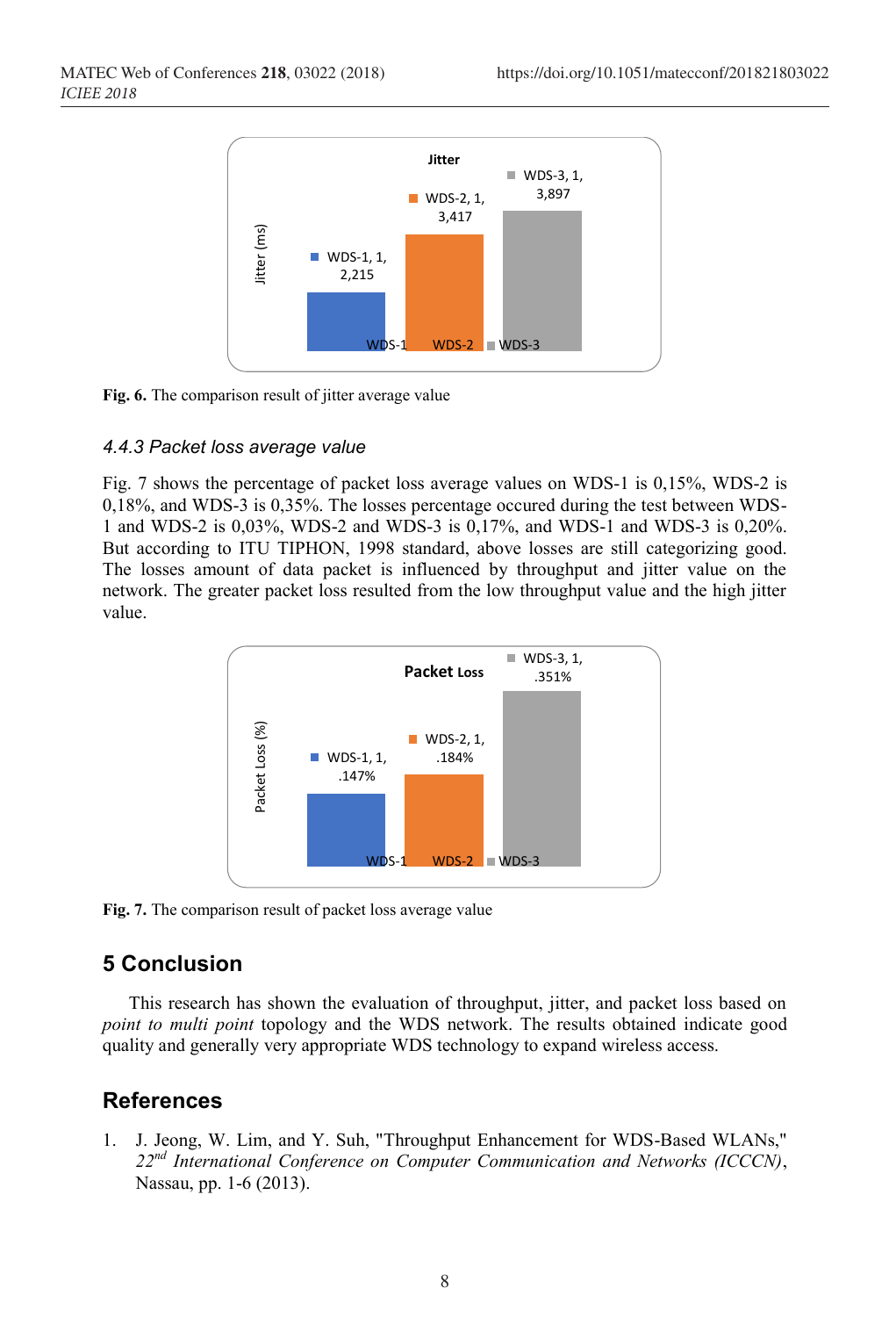Fig. 6. The comparison result of jitter average value

### 4.4.3 Packet loss average value

Fig. 7 shows the percentage of packet loss average values on WDS-1 is 0,15%, WDS-2 is 0,18%, and WDS-3 is 0,35%. The losses percentage occured during the test between WDS-1 and WDS-2 is 0,03%, WDS-2 and WDS-3 is 0,17%, and WDS-1 and WDS-3 is 0,20%. But according to ITU TIPHON, 1998 standard, above losses are still categorizing good. The losses amount of data packet is influenced by throughput and jitter value on the network. The greater packet loss resulted from the low throughput value and the high jitter value.

Fig. 7. The comparison result of packet loss average value

## 5 Conclusion

This research has shown the evaluation of throughput, jitter, and packet loss based on *point to multi point* topology and the WDS network. The results obtained indicate good quality and generally very appropriate WDS technology to expand wireless access.

## References

1. J. Jeong, W. Lim, and Y. Suh, "Throughput Enhancement for WDS-Based WLANs," *22nd International Conference on Computer Communication and Networks (ICCCN)*, Nassau, pp. 1-6 (2013).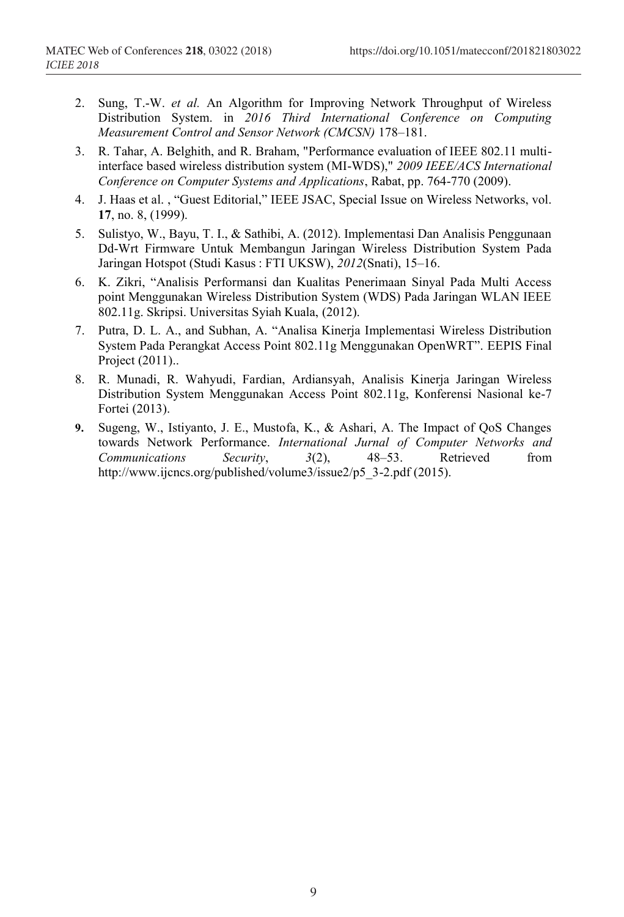2. Sung, T.-W. *et al.* An Algorithm for Improving Network Throughput of Wireless Distribution System. in *2016 Third International Conference on Computing Measurement Control and Sensor Network (CMCSN)* 178–181.
3. R. Tahar, A. Belghith, and R. Braham, "Performance evaluation of IEEE 802.11 multi-interface based wireless distribution system (MI-WDS)," *2009 IEEE/ACS International Conference on Computer Systems and Applications*, Rabat, pp. 764-770 (2009).
4. J. Haas et al. , "Guest Editorial," IEEE JSAC, Special Issue on Wireless Networks, vol. **17**, no. 8, (1999).
5. Sulistyo, W., Bayu, T. I., & Sathibi, A. (2012). Implementasi Dan Analisis Penggunaan Dd-Wrt Firmware Untuk Membangun Jaringan Wireless Distribution System Pada Jaringan Hotspot (Studi Kasus : FTI UKSW), *2012*(Snati), 15–16.
6. K. Zikri, "Analisis Performansi dan Kualitas Penerimaan Sinyal Pada Multi Access point Menggunakan Wireless Distribution System (WDS) Pada Jaringan WLAN IEEE 802.11g. Skripsi. Universitas Syiah Kuala, (2012).
7. Putra, D. L. A., and Subhan, A. "Analisa Kinerja Implementasi Wireless Distribution System Pada Perangkat Access Point 802.11g Menggunakan OpenWRT". EEPIS Final Project (2011)..
8. R. Munadi, R. Wahyudi, Fardian, Ardiansyah, Analisis Kinerja Jaringan Wireless Distribution System Menggunakan Access Point 802.11g, Konferensi Nasional ke-7 Fortei (2013).
9. Sugeng, W., Istiyanto, J. E., Mustofa, K., & Ashari, A. The Impact of QoS Changes towards Network Performance. *International Jurnal of Computer Networks and Communications Security*, *3*(2), 48–53. Retrieved from http://www.ijcncs.org/published/volume3/issue2/p5_3-2.pdf (2015).